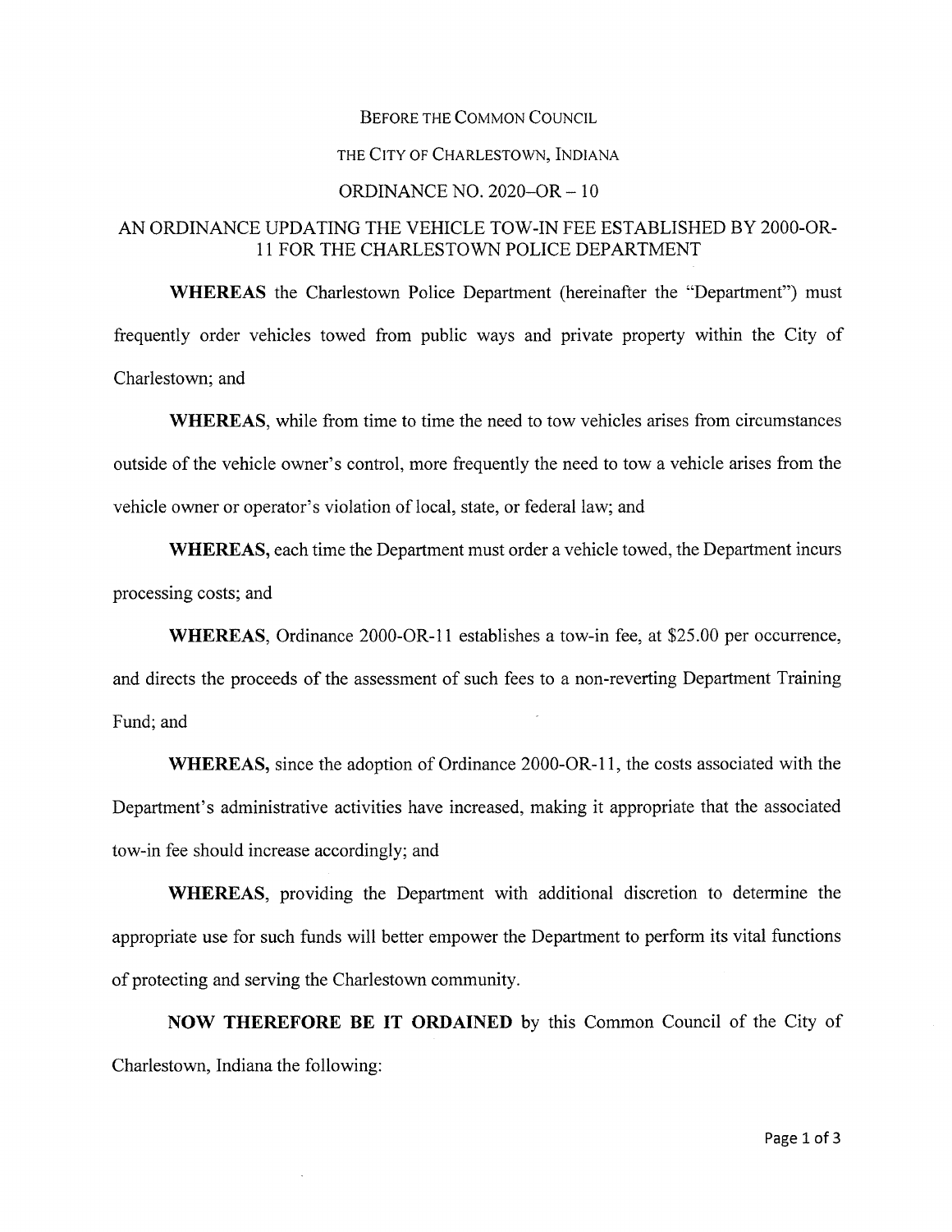BEFORE THE COMMON COUNCIL

THE CITY OF CHARLESTOWN, INDIANA

ORDINANCE NO. 2020–OR – 10

# AN ORDINANCE UPDATING THE VEHICLE TOW-IN FEE ESTABLISHED BY 2000-OR-11 FOR THE CHARLESTOWN POLICE DEPARTMENT

**WHEREAS** the Charlestown Police Department (hereinafter the "Department") must frequently order vehicles towed from public ways and private property within the City of Charlestown; and

**WHEREAS**, while from time to time the need to tow vehicles arises from circumstances outside of the vehicle owner's control, more frequently the need to tow a vehicle arises from the vehicle owner or operator's violation of local, state, or federal law; and

**WHEREAS,** each time the Department must order a vehicle towed, the Department incurs processing costs; and

**WHEREAS,** Ordinance 2000-OR-11 establishes a tow-in fee, at $25.00 per occurrence, and directs the proceeds of the assessment of such fees to a non-reverting Department Training Fund; and

**WHEREAS,** since the adoption of Ordinance 2000-OR-11, the costs associated with the Department's administrative activities have increased, making it appropriate that the associated tow-in fee should increase accordingly; and

**WHEREAS,** providing the Department with additional discretion to determine the appropriate use for such funds will better empower the Department to perform its vital functions of protecting and serving the Charlestown community.

**NOW THEREFORE BE IT ORDAINED** by this Common Council of the City of Charlestown, Indiana the following: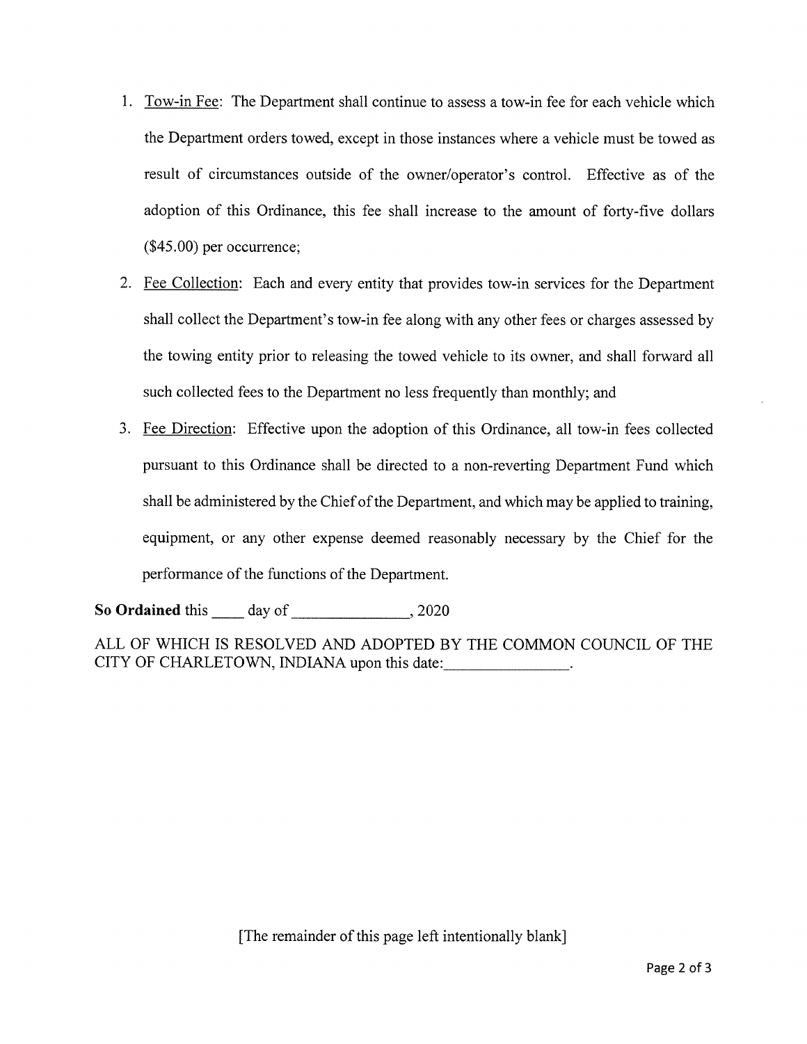1. Tow-in Fee: The Department shall continue to assess a tow-in fee for each vehicle which the Department orders towed, except in those instances where a vehicle must be towed as result of circumstances outside of the owner/operator's control. Effective as of the adoption of this Ordinance, this fee shall increase to the amount of forty-five dollars ($45.00) per occurrence;

2. Fee Collection: Each and every entity that provides tow-in services for the Department shall collect the Department's tow-in fee along with any other fees or charges assessed by the towing entity prior to releasing the towed vehicle to its owner, and shall forward all such collected fees to the Department no less frequently than monthly; and

3. Fee Direction: Effective upon the adoption of this Ordinance, all tow-in fees collected pursuant to this Ordinance shall be directed to a non-reverting Department Fund which shall be administered by the Chief of the Department, and which may be applied to training, equipment, or any other expense deemed reasonably necessary by the Chief for the performance of the functions of the Department.

**So Ordained** this ____ day of _______________, 2020

ALL OF WHICH IS RESOLVED AND ADOPTED BY THE COMMON COUNCIL OF THE CITY OF CHARLETOWN, INDIANA upon this date:_______________.

[The remainder of this page left intentionally blank]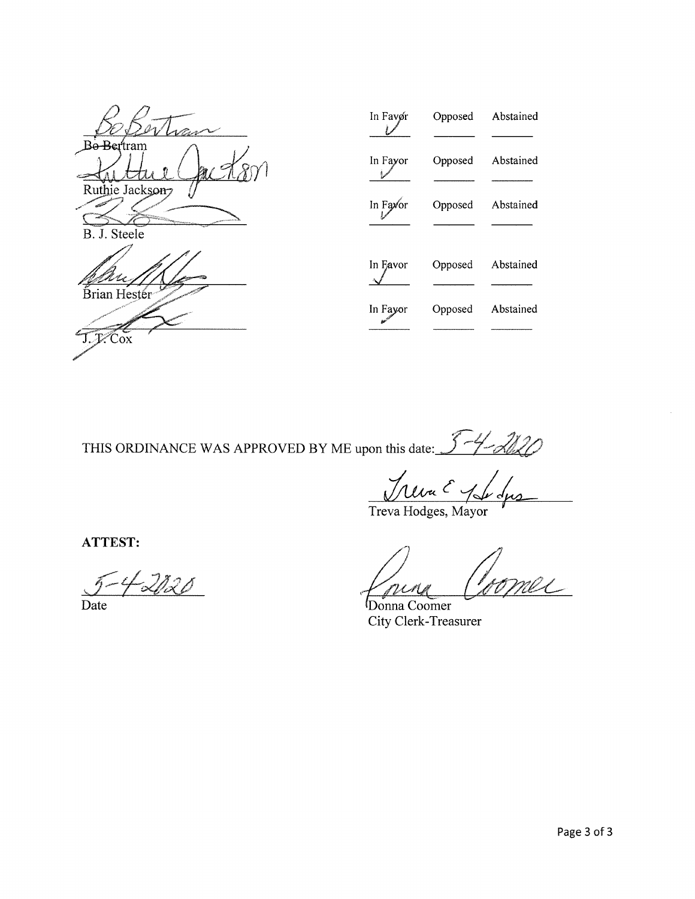| | In Favor | Opposed | Abstained |
|---|---|---|---|
| Bo Bertram | ✓ | | |
| Ruthie Jackson | ✓ | | |
| B. J. Steele | ✓ | | |
| Brian Hester | ✓ | | |
| J. T. Cox | ✓ | | |

THIS ORDINANCE WAS APPROVED BY ME upon this date: 5-4-2020

Treva Hodges, Mayor

**ATTEST:**

5-4-2020

Date

Donna Coomer

City Clerk-Treasurer